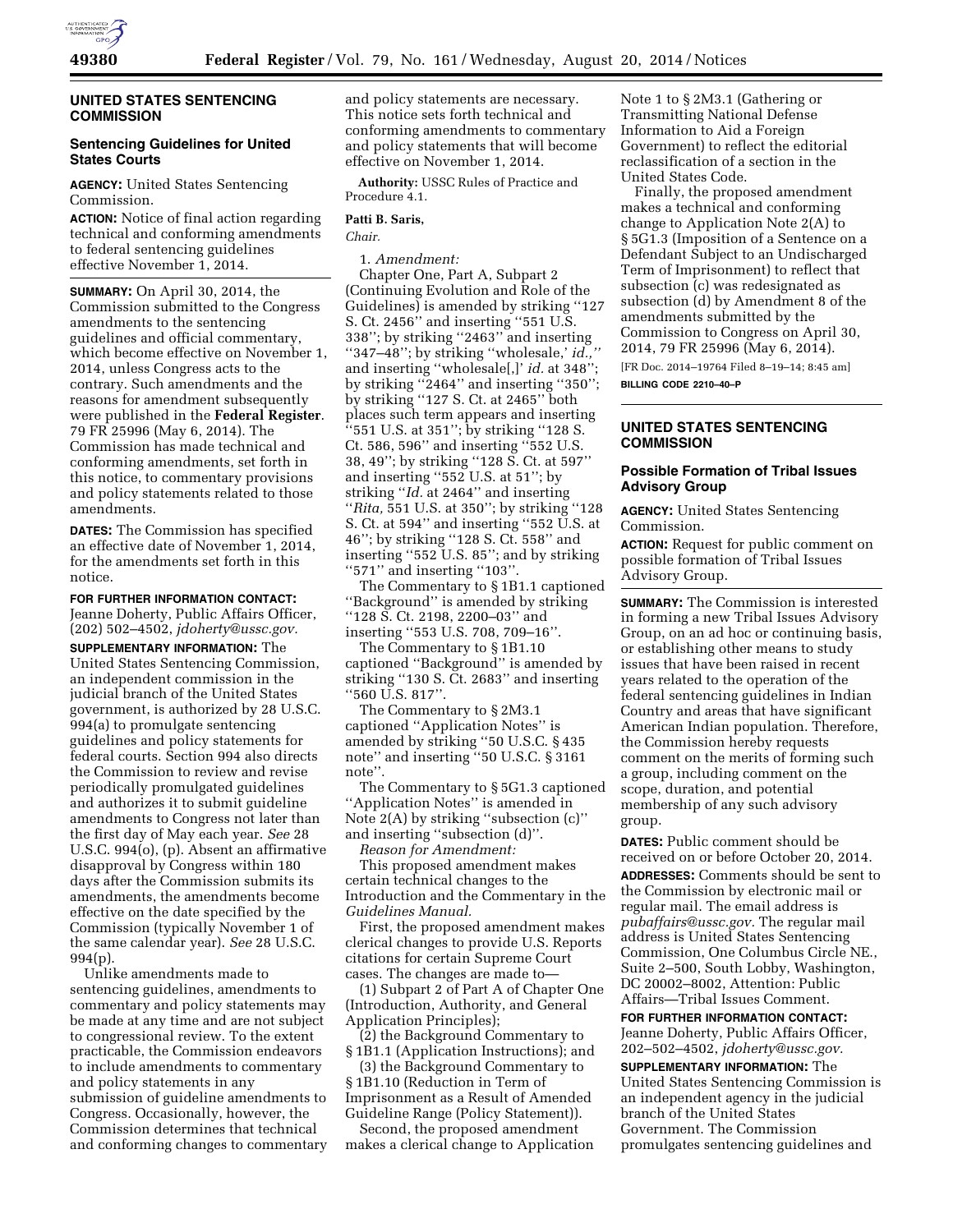## UNITED STATES SENTENCING COMMISSION

### Sentencing Guidelines for United States Courts

**AGENCY:** United States Sentencing Commission.

**ACTION:** Notice of final action regarding technical and conforming amendments to federal sentencing guidelines effective November 1, 2014.

**SUMMARY:** On April 30, 2014, the Commission submitted to the Congress amendments to the sentencing guidelines and official commentary, which become effective on November 1, 2014, unless Congress acts to the contrary. Such amendments and the reasons for amendment subsequently were published in the **Federal Register**. 79 FR 25996 (May 6, 2014). The Commission has made technical and conforming amendments, set forth in this notice, to commentary provisions and policy statements related to those amendments.

**DATES:** The Commission has specified an effective date of November 1, 2014, for the amendments set forth in this notice.

**FOR FURTHER INFORMATION CONTACT:** Jeanne Doherty, Public Affairs Officer, (202) 502–4502, *jdoherty@ussc.gov.*

**SUPPLEMENTARY INFORMATION:** The United States Sentencing Commission, an independent commission in the judicial branch of the United States government, is authorized by 28 U.S.C. 994(a) to promulgate sentencing guidelines and policy statements for federal courts. Section 994 also directs the Commission to review and revise periodically promulgated guidelines and authorizes it to submit guideline amendments to Congress not later than the first day of May each year. *See* 28 U.S.C. 994(o), (p). Absent an affirmative disapproval by Congress within 180 days after the Commission submits its amendments, the amendments become effective on the date specified by the Commission (typically November 1 of the same calendar year). *See* 28 U.S.C. 994(p).

Unlike amendments made to sentencing guidelines, amendments to commentary and policy statements may be made at any time and are not subject to congressional review. To the extent practicable, the Commission endeavors to include amendments to commentary and policy statements in any submission of guideline amendments to Congress. Occasionally, however, the Commission determines that technical and conforming changes to commentary and policy statements are necessary. This notice sets forth technical and conforming amendments to commentary and policy statements that will become effective on November 1, 2014.

**Authority:** USSC Rules of Practice and Procedure 4.1.

**Patti B. Saris,**
*Chair.*

1. *Amendment:*

Chapter One, Part A, Subpart 2 (Continuing Evolution and Role of the Guidelines) is amended by striking ''127 S. Ct. 2456'' and inserting ''551 U.S. 338''; by striking ''2463'' and inserting ''347–48''; by striking ''wholesale,' *id.*,'' and inserting ''wholesale[,]' *id.* at 348''; by striking ''2464'' and inserting ''350''; by striking ''127 S. Ct. at 2465'' both places such term appears and inserting ''551 U.S. at 351''; by striking ''128 S. Ct. 586, 596'' and inserting ''552 U.S. 38, 49''; by striking ''128 S. Ct. at 597'' and inserting ''552 U.S. at 51''; by striking ''*Id.* at 2464'' and inserting ''*Rita,* 551 U.S. at 350''; by striking ''128 S. Ct. at 594'' and inserting ''552 U.S. at 46''; by striking ''128 S. Ct. 558'' and inserting ''552 U.S. 85''; and by striking ''571'' and inserting ''103''.

The Commentary to § 1B1.1 captioned ''Background'' is amended by striking ''128 S. Ct. 2198, 2200–03'' and inserting ''553 U.S. 708, 709–16''.

The Commentary to § 1B1.10 captioned ''Background'' is amended by striking ''130 S. Ct. 2683'' and inserting ''560 U.S. 817''.

The Commentary to § 2M3.1 captioned ''Application Notes'' is amended by striking ''50 U.S.C. § 435 note'' and inserting ''50 U.S.C. § 3161 note''.

The Commentary to § 5G1.3 captioned ''Application Notes'' is amended in Note 2(A) by striking ''subsection (c)'' and inserting ''subsection (d)''.

*Reason for Amendment:*

This proposed amendment makes certain technical changes to the Introduction and the Commentary in the *Guidelines Manual.*

First, the proposed amendment makes clerical changes to provide U.S. Reports citations for certain Supreme Court cases. The changes are made to—

(1) Subpart 2 of Part A of Chapter One (Introduction, Authority, and General Application Principles);

(2) the Background Commentary to § 1B1.1 (Application Instructions); and

(3) the Background Commentary to § 1B1.10 (Reduction in Term of Imprisonment as a Result of Amended Guideline Range (Policy Statement)).

Second, the proposed amendment makes a clerical change to Application Note 1 to § 2M3.1 (Gathering or Transmitting National Defense Information to Aid a Foreign Government) to reflect the editorial reclassification of a section in the United States Code.

Finally, the proposed amendment makes a technical and conforming change to Application Note 2(A) to § 5G1.3 (Imposition of a Sentence on a Defendant Subject to an Undischarged Term of Imprisonment) to reflect that subsection (c) was redesignated as subsection (d) by Amendment 8 of the amendments submitted by the Commission to Congress on April 30, 2014, 79 FR 25996 (May 6, 2014).

[FR Doc. 2014–19764 Filed 8–19–14; 8:45 am]

**BILLING CODE 2210–40–P**

## UNITED STATES SENTENCING COMMISSION

### Possible Formation of Tribal Issues Advisory Group

**AGENCY:** United States Sentencing Commission.

**ACTION:** Request for public comment on possible formation of Tribal Issues Advisory Group.

**SUMMARY:** The Commission is interested in forming a new Tribal Issues Advisory Group, on an ad hoc or continuing basis, or establishing other means to study issues that have been raised in recent years related to the operation of the federal sentencing guidelines in Indian Country and areas that have significant American Indian population. Therefore, the Commission hereby requests comment on the merits of forming such a group, including comment on the scope, duration, and potential membership of any such advisory group.

**DATES:** Public comment should be received on or before October 20, 2014.

**ADDRESSES:** Comments should be sent to the Commission by electronic mail or regular mail. The email address is *pubaffairs@ussc.gov.* The regular mail address is United States Sentencing Commission, One Columbus Circle NE., Suite 2–500, South Lobby, Washington, DC 20002–8002, Attention: Public Affairs—Tribal Issues Comment.

**FOR FURTHER INFORMATION CONTACT:** Jeanne Doherty, Public Affairs Officer, 202–502–4502, *jdoherty@ussc.gov.*

**SUPPLEMENTARY INFORMATION:** The United States Sentencing Commission is an independent agency in the judicial branch of the United States Government. The Commission promulgates sentencing guidelines and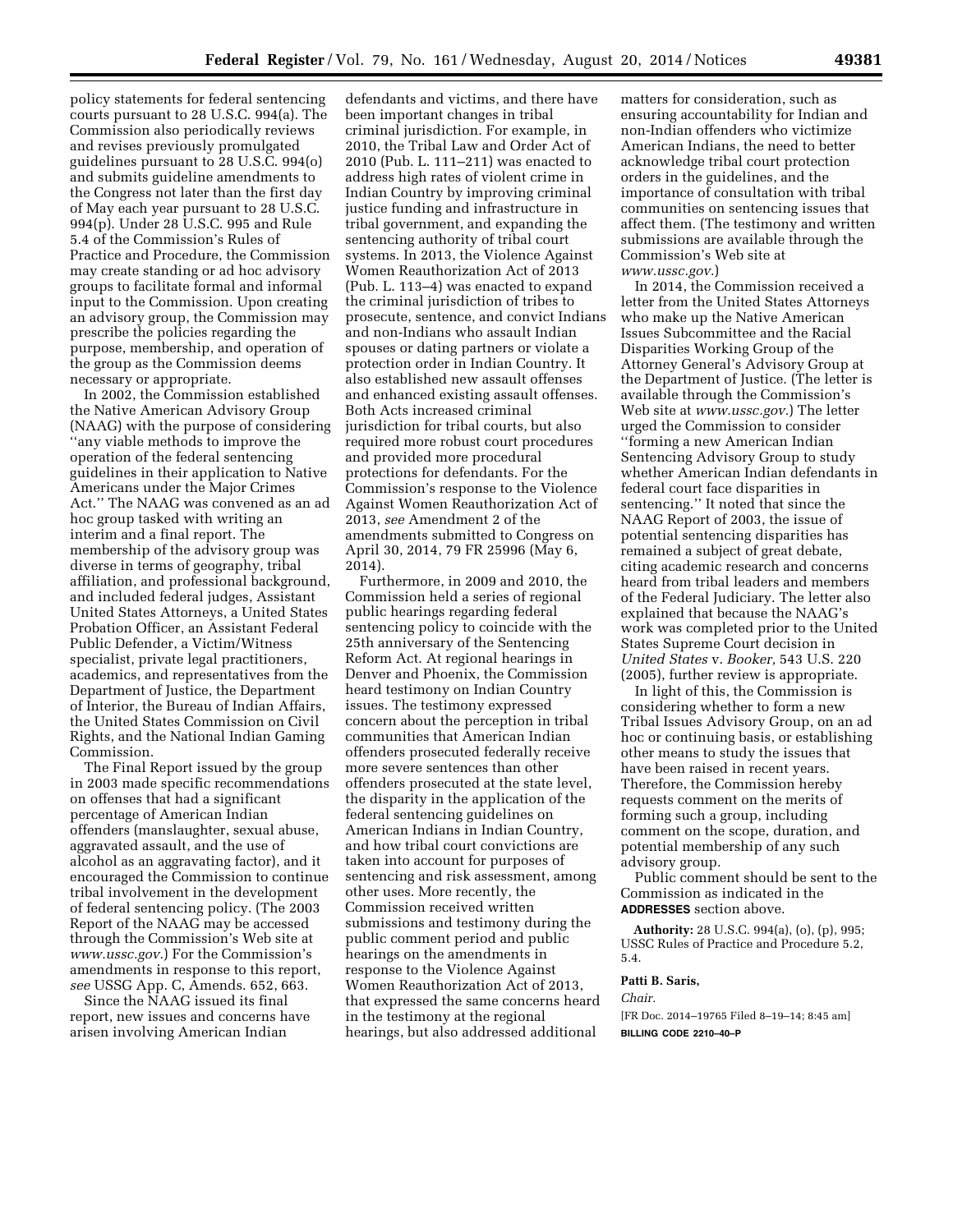policy statements for federal sentencing courts pursuant to 28 U.S.C. 994(a). The Commission also periodically reviews and revises previously promulgated guidelines pursuant to 28 U.S.C. 994(o) and submits guideline amendments to the Congress not later than the first day of May each year pursuant to 28 U.S.C. 994(p). Under 28 U.S.C. 995 and Rule 5.4 of the Commission's Rules of Practice and Procedure, the Commission may create standing or ad hoc advisory groups to facilitate formal and informal input to the Commission. Upon creating an advisory group, the Commission may prescribe the policies regarding the purpose, membership, and operation of the group as the Commission deems necessary or appropriate.

In 2002, the Commission established the Native American Advisory Group (NAAG) with the purpose of considering ''any viable methods to improve the operation of the federal sentencing guidelines in their application to Native Americans under the Major Crimes Act.'' The NAAG was convened as an ad hoc group tasked with writing an interim and a final report. The membership of the advisory group was diverse in terms of geography, tribal affiliation, and professional background, and included federal judges, Assistant United States Attorneys, a United States Probation Officer, an Assistant Federal Public Defender, a Victim/Witness specialist, private legal practitioners, academics, and representatives from the Department of Justice, the Department of Interior, the Bureau of Indian Affairs, the United States Commission on Civil Rights, and the National Indian Gaming Commission.

The Final Report issued by the group in 2003 made specific recommendations on offenses that had a significant percentage of American Indian offenders (manslaughter, sexual abuse, aggravated assault, and the use of alcohol as an aggravating factor), and it encouraged the Commission to continue tribal involvement in the development of federal sentencing policy. (The 2003 Report of the NAAG may be accessed through the Commission's Web site at *www.ussc.gov.*) For the Commission's amendments in response to this report, *see* USSG App. C, Amends. 652, 663.

Since the NAAG issued its final report, new issues and concerns have arisen involving American Indian defendants and victims, and there have been important changes in tribal criminal jurisdiction. For example, in 2010, the Tribal Law and Order Act of 2010 (Pub. L. 111–211) was enacted to address high rates of violent crime in Indian Country by improving criminal justice funding and infrastructure in tribal government, and expanding the sentencing authority of tribal court systems. In 2013, the Violence Against Women Reauthorization Act of 2013 (Pub. L. 113–4) was enacted to expand the criminal jurisdiction of tribes to prosecute, sentence, and convict Indians and non-Indians who assault Indian spouses or dating partners or violate a protection order in Indian Country. It also established new assault offenses and enhanced existing assault offenses. Both Acts increased criminal jurisdiction for tribal courts, but also required more robust court procedures and provided more procedural protections for defendants. For the Commission's response to the Violence Against Women Reauthorization Act of 2013, *see* Amendment 2 of the amendments submitted to Congress on April 30, 2014, 79 FR 25996 (May 6, 2014).

Furthermore, in 2009 and 2010, the Commission held a series of regional public hearings regarding federal sentencing policy to coincide with the 25th anniversary of the Sentencing Reform Act. At regional hearings in Denver and Phoenix, the Commission heard testimony on Indian Country issues. The testimony expressed concern about the perception in tribal communities that American Indian offenders prosecuted federally receive more severe sentences than other offenders prosecuted at the state level, the disparity in the application of the federal sentencing guidelines on American Indians in Indian Country, and how tribal court convictions are taken into account for purposes of sentencing and risk assessment, among other uses. More recently, the Commission received written submissions and testimony during the public comment period and public hearings on the amendments in response to the Violence Against Women Reauthorization Act of 2013, that expressed the same concerns heard in the testimony at the regional hearings, but also addressed additional matters for consideration, such as ensuring accountability for Indian and non-Indian offenders who victimize American Indians, the need to better acknowledge tribal court protection orders in the guidelines, and the importance of consultation with tribal communities on sentencing issues that affect them. (The testimony and written submissions are available through the Commission's Web site at *www.ussc.gov.*)

In 2014, the Commission received a letter from the United States Attorneys who make up the Native American Issues Subcommittee and the Racial Disparities Working Group of the Attorney General's Advisory Group at the Department of Justice. (The letter is available through the Commission's Web site at *www.ussc.gov.*) The letter urged the Commission to consider ''forming a new American Indian Sentencing Advisory Group to study whether American Indian defendants in federal court face disparities in sentencing.'' It noted that since the NAAG Report of 2003, the issue of potential sentencing disparities has remained a subject of great debate, citing academic research and concerns heard from tribal leaders and members of the Federal Judiciary. The letter also explained that because the NAAG's work was completed prior to the United States Supreme Court decision in *United States* v. *Booker,* 543 U.S. 220 (2005), further review is appropriate.

In light of this, the Commission is considering whether to form a new Tribal Issues Advisory Group, on an ad hoc or continuing basis, or establishing other means to study the issues that have been raised in recent years. Therefore, the Commission hereby requests comment on the merits of forming such a group, including comment on the scope, duration, and potential membership of any such advisory group.

Public comment should be sent to the Commission as indicated in the **ADDRESSES** section above.

**Authority:** 28 U.S.C. 994(a), (o), (p), 995; USSC Rules of Practice and Procedure 5.2, 5.4.

**Patti B. Saris,**

*Chair.*

[FR Doc. 2014–19765 Filed 8–19–14; 8:45 am]

**BILLING CODE 2210–40–P**